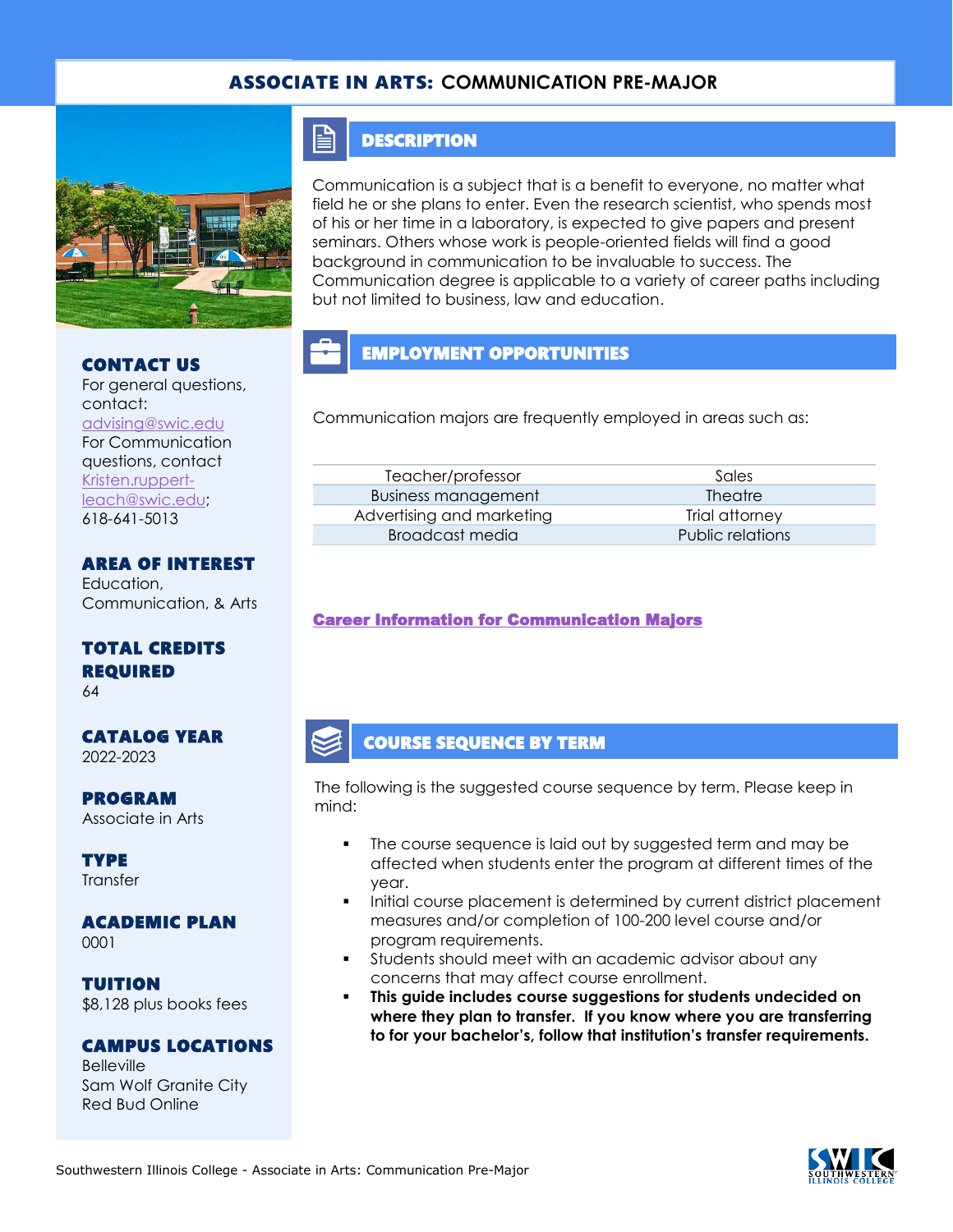# ASSOCIATE IN ARTS: COMMUNICATION PRE-MAJOR

## CONTACT US

For general questions, contact:
advising@swic.edu
For Communication questions, contact Kristen.ruppert-leach@swic.edu; 618-641-5013

## AREA OF INTEREST

Education, Communication, & Arts

## TOTAL CREDITS REQUIRED

64

## CATALOG YEAR

2022-2023

## PROGRAM

Associate in Arts

## TYPE

Transfer

## ACADEMIC PLAN

0001

## TUITION

$8,128 plus books fees

## CAMPUS LOCATIONS

Belleville
Sam Wolf Granite City
Red Bud Online

## DESCRIPTION

Communication is a subject that is a benefit to everyone, no matter what field he or she plans to enter. Even the research scientist, who spends most of his or her time in a laboratory, is expected to give papers and present seminars. Others whose work is people-oriented fields will find a good background in communication to be invaluable to success. The Communication degree is applicable to a variety of career paths including but not limited to business, law and education.

## EMPLOYMENT OPPORTUNITIES

Communication majors are frequently employed in areas such as:

| | |
|---|---|
| Teacher/professor | Sales |
| Business management | Theatre |
| Advertising and marketing | Trial attorney |
| Broadcast media | Public relations |

**Career Information for Communication Majors**

## COURSE SEQUENCE BY TERM

The following is the suggested course sequence by term. Please keep in mind:

- The course sequence is laid out by suggested term and may be affected when students enter the program at different times of the year.
- Initial course placement is determined by current district placement measures and/or completion of 100-200 level course and/or program requirements.
- Students should meet with an academic advisor about any concerns that may affect course enrollment.
- **This guide includes course suggestions for students undecided on where they plan to transfer. If you know where you are transferring to for your bachelor's, follow that institution's transfer requirements.**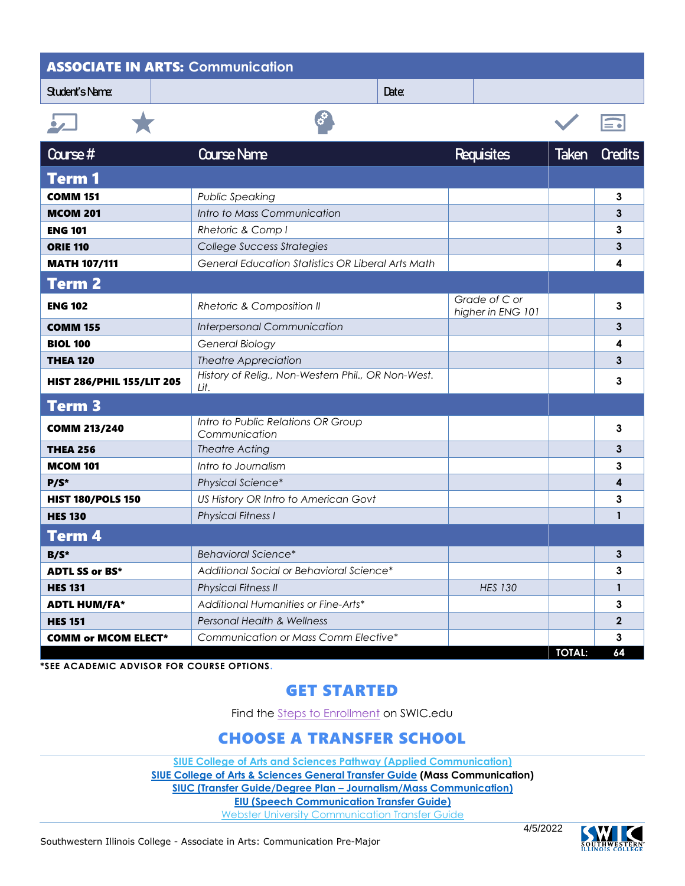## ASSOCIATE IN ARTS: Communication

| Student's Name: | | Date: | |
|---|---|---|---|

| Course # | Course Name | Requisites | Taken | Credits |
|---|---|---|---|---|
| **Term 1** | | | | |
| **COMM 151** | *Public Speaking* | | | 3 |
| **MCOM 201** | *Intro to Mass Communication* | | | 3 |
| **ENG 101** | *Rhetoric & Comp I* | | | 3 |
| **ORIE 110** | *College Success Strategies* | | | 3 |
| **MATH 107/111** | *General Education Statistics OR Liberal Arts Math* | | | 4 |
| **Term 2** | | | | |
| **ENG 102** | *Rhetoric & Composition II* | *Grade of C or higher in ENG 101* | | 3 |
| **COMM 155** | *Interpersonal Communication* | | | 3 |
| **BIOL 100** | *General Biology* | | | 4 |
| **THEA 120** | *Theatre Appreciation* | | | 3 |
| **HIST 286/PHIL 155/LIT 205** | *History of Relig., Non-Western Phil., OR Non-West. Lit.* | | | 3 |
| **Term 3** | | | | |
| **COMM 213/240** | *Intro to Public Relations OR Group Communication* | | | 3 |
| **THEA 256** | *Theatre Acting* | | | 3 |
| **MCOM 101** | *Intro to Journalism* | | | 3 |
| **P/S*** | *Physical Science** | | | 4 |
| **HIST 180/POLS 150** | *US History OR Intro to American Govt* | | | 3 |
| **HES 130** | *Physical Fitness I* | | | 1 |
| **Term 4** | | | | |
| **B/S*** | *Behavioral Science** | | | 3 |
| **ADTL SS or BS*** | *Additional Social or Behavioral Science** | | | 3 |
| **HES 131** | *Physical Fitness II* | *HES 130* | | 1 |
| **ADTL HUM/FA*** | *Additional Humanities or Fine-Arts** | | | 3 |
| **HES 151** | *Personal Health & Wellness* | | | 2 |
| **COMM or MCOM ELECT*** | *Communication or Mass Comm Elective** | | | 3 |
| | | | **TOTAL:** | **64** |

***SEE ACADEMIC ADVISOR FOR COURSE OPTIONS.**

## GET STARTED

Find the Steps to Enrollment on SWIC.edu

## CHOOSE A TRANSFER SCHOOL

SIUE College of Arts and Sciences Pathway (Applied Communication)

SIUE College of Arts & Sciences General Transfer Guide **(Mass Communication)**

SIUC (Transfer Guide/Degree Plan – Journalism/Mass Communication)

EIU (Speech Communication Transfer Guide)

Webster University Communication Transfer Guide

4/5/2022

Southwestern Illinois College - Associate in Arts: Communication Pre-Major